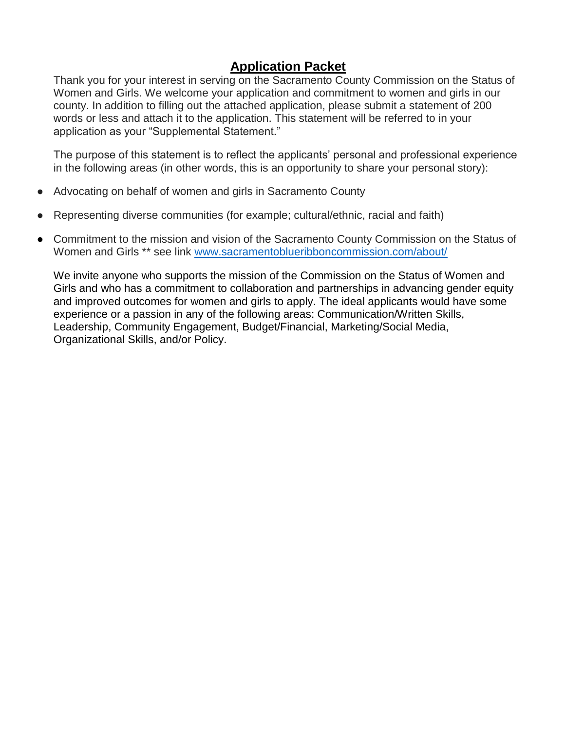# **Application Packet**

Thank you for your interest in serving on the Sacramento County Commission on the Status of Women and Girls. We welcome your application and commitment to women and girls in our county. In addition to filling out the attached application, please submit a statement of 200 words or less and attach it to the application. This statement will be referred to in your application as your "Supplemental Statement."

The purpose of this statement is to reflect the applicants' personal and professional experience in the following areas (in other words, this is an opportunity to share your personal story):

- Advocating on behalf of women and girls in Sacramento County
- Representing diverse communities (for example; cultural/ethnic, racial and faith)
- Commitment to the mission and vision of the Sacramento County Commission on the Status of Women and Girls ** see link [www.sacramentoblueribboncommission.com/about/](http://www.sacramentoblueribboncommission.com/about/)

We invite anyone who supports the mission of the Commission on the Status of Women and Girls and who has a commitment to collaboration and partnerships in advancing gender equity and improved outcomes for women and girls to apply. The ideal applicants would have some experience or a passion in any of the following areas: Communication/Written Skills, Leadership, Community Engagement, Budget/Financial, Marketing/Social Media, Organizational Skills, and/or Policy.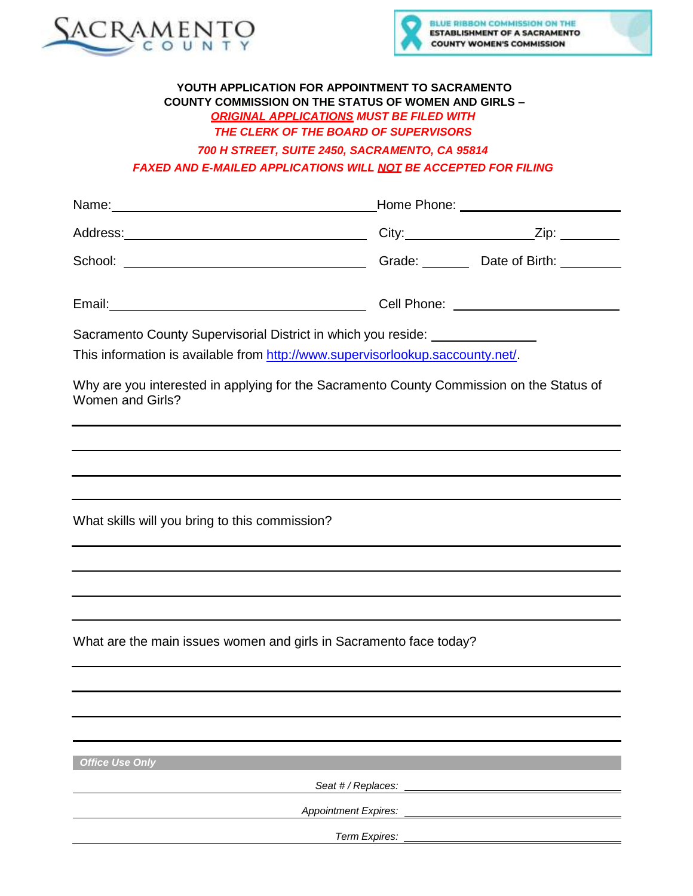SACRAMENTO COUNTY

BLUE RIBBON COMMISSION ON THE ESTABLISHMENT OF A SACRAMENTO COUNTY WOMEN'S COMMISSION

**YOUTH APPLICATION FOR APPOINTMENT TO SACRAMENTO COUNTY COMMISSION ON THE STATUS OF WOMEN AND GIRLS –**

***ORIGINAL APPLICATIONS MUST BE FILED WITH THE CLERK OF THE BOARD OF SUPERVISORS***

***700 H STREET, SUITE 2450, SACRAMENTO, CA 95814***

***FAXED AND E-MAILED APPLICATIONS WILL NOT BE ACCEPTED FOR FILING***

Name: ______________________________ Home Phone: ____________________

Address: ____________________________ City: ________________ Zip: ________

School: _____________________________ Grade: ______ Date of Birth: ________

Email: ______________________________ Cell Phone: ____________________

Sacramento County Supervisorial District in which you reside: ______________

This information is available from http://www.supervisorlookup.saccounty.net/.

Why are you interested in applying for the Sacramento County Commission on the Status of Women and Girls?

______________________________________________________________________

______________________________________________________________________

______________________________________________________________________

______________________________________________________________________

What skills will you bring to this commission?

______________________________________________________________________

______________________________________________________________________

______________________________________________________________________

______________________________________________________________________

What are the main issues women and girls in Sacramento face today?

______________________________________________________________________

______________________________________________________________________

______________________________________________________________________

______________________________________________________________________

***Office Use Only***

*Seat # / Replaces:* ____________________

*Appointment Expires:* ____________________

*Term Expires:* ____________________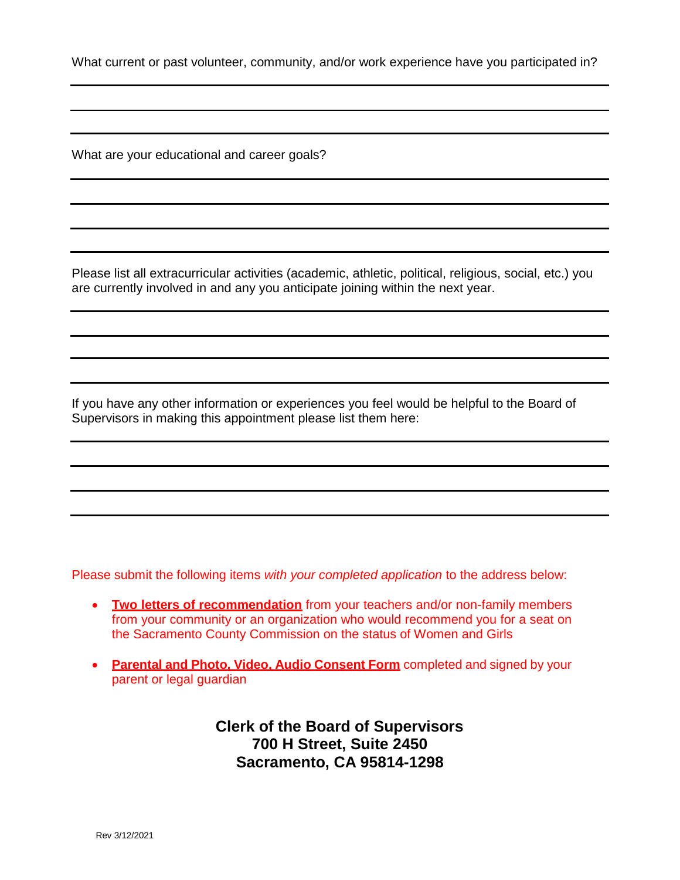What current or past volunteer, community, and/or work experience have you participated in?

What are your educational and career goals?

Please list all extracurricular activities (academic, athletic, political, religious, social, etc.) you are currently involved in and any you anticipate joining within the next year.

If you have any other information or experiences you feel would be helpful to the Board of Supervisors in making this appointment please list them here:

Please submit the following items *with your completed application* to the address below:

- **Two letters of recommendation** from your teachers and/or non-family members from your community or an organization who would recommend you for a seat on the Sacramento County Commission on the status of Women and Girls
- **Parental and Photo, Video, Audio Consent Form** completed and signed by your parent or legal guardian

**Clerk of the Board of Supervisors**
**700 H Street, Suite 2450**
**Sacramento, CA 95814-1298**

Rev 3/12/2021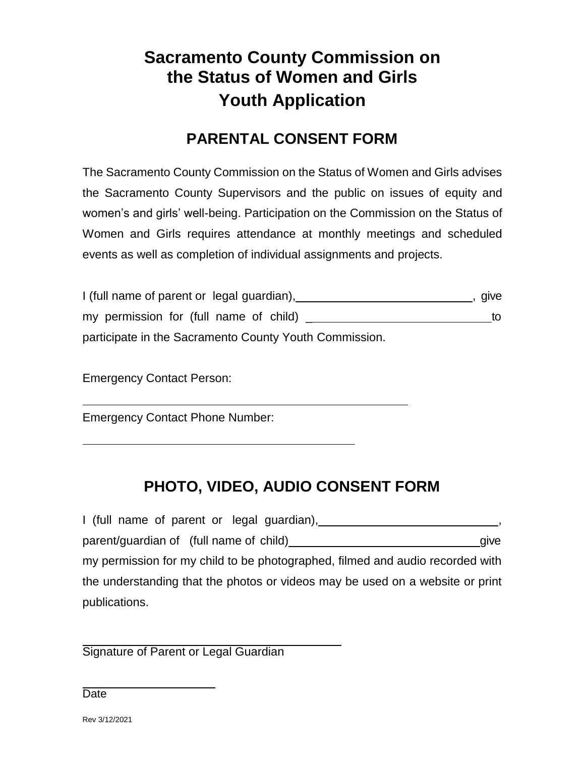# Sacramento County Commission on the Status of Women and Girls Youth Application

## PARENTAL CONSENT FORM

The Sacramento County Commission on the Status of Women and Girls advises the Sacramento County Supervisors and the public on issues of equity and women's and girls' well-being. Participation on the Commission on the Status of Women and Girls requires attendance at monthly meetings and scheduled events as well as completion of individual assignments and projects.

I (full name of parent or legal guardian), ____________________________, give my permission for (full name of child) ______________________________ to participate in the Sacramento County Youth Commission.

Emergency Contact Person:

______________________________________________________

Emergency Contact Phone Number:

_____________________________________________

## PHOTO, VIDEO, AUDIO CONSENT FORM

I (full name of parent or legal guardian), ____________________________, parent/guardian of (full name of child) ______________________________ give my permission for my child to be photographed, filmed and audio recorded with the understanding that the photos or videos may be used on a website or print publications.

___________________________________________
Signature of Parent or Legal Guardian

______________________
Date

Rev 3/12/2021